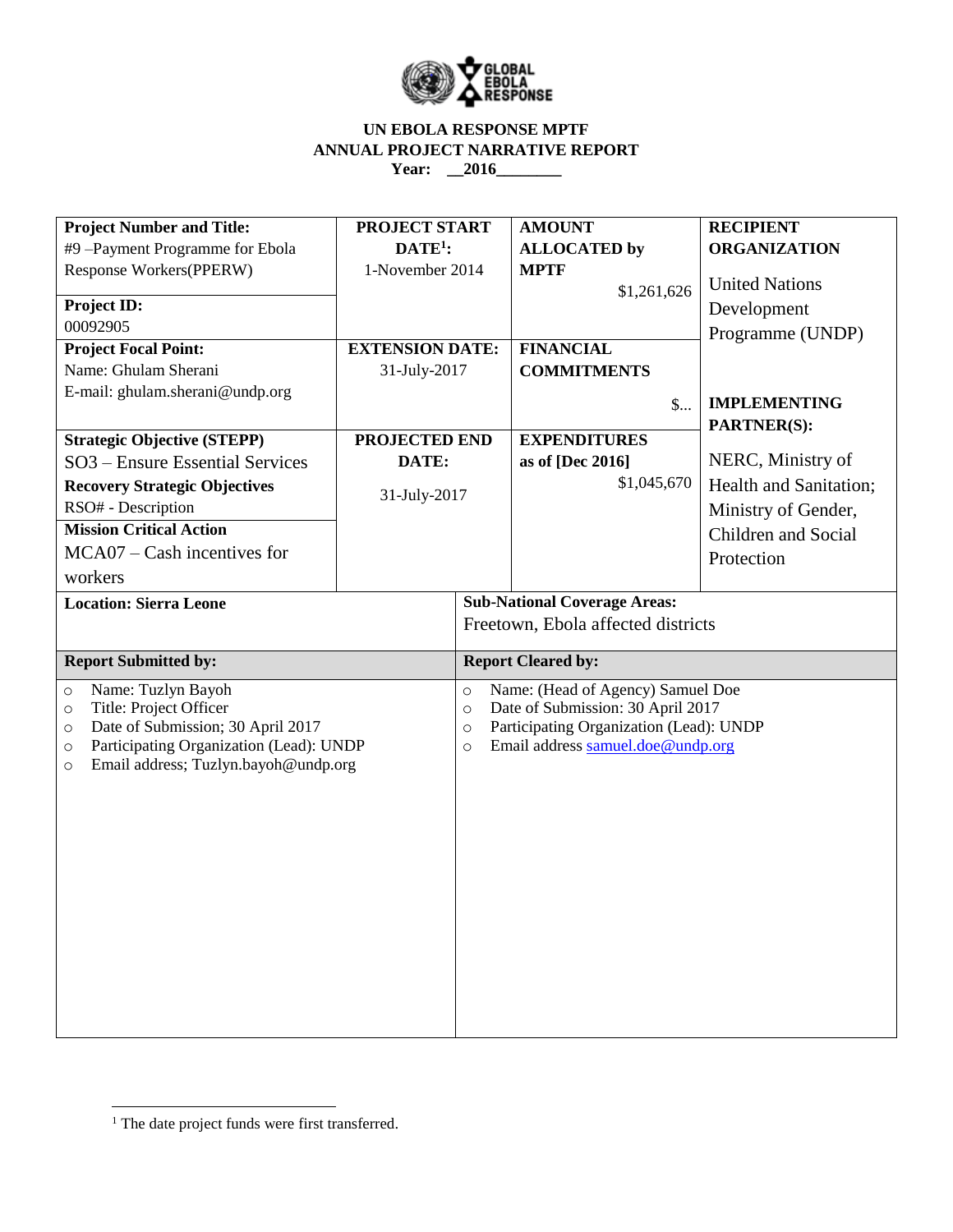# UN EBOLA RESPONSE MPTF
# ANNUAL PROJECT NARRATIVE REPORT
**Year: __2016________**

| **Project Number and Title:** #9 –Payment Programme for Ebola Response Workers(PPERW) **Project ID:** 00092905 | **PROJECT START DATE**[1]**:** 1-November 2014 | **AMOUNT ALLOCATED by MPTF** $1,261,626 | **RECIPIENT ORGANIZATION** United Nations Development Programme (UNDP) |
|---|---|---|---|
| **Project Focal Point:** Name: Ghulam Sherani E-mail: ghulam.sherani@undp.org | **EXTENSION DATE:** 31-July-2017 | **FINANCIAL COMMITMENTS** $... | **IMPLEMENTING PARTNER(S):** NERC, Ministry of Health and Sanitation; Ministry of Gender, Children and Social Protection |
| **Strategic Objective (STEPP)** SO3 – Ensure Essential Services **Recovery Strategic Objectives** RSO# - Description **Mission Critical Action** MCA07 – Cash incentives for workers | **PROJECTED END DATE:** 31-July-2017 | **EXPENDITURES as of [Dec 2016]** $1,045,670 | |

| **Location: Sierra Leone** | **Sub-National Coverage Areas:** Freetown, Ebola affected districts |
|---|---|
| **Report Submitted by:** | **Report Cleared by:** |
| ○ Name: Tuzlyn Bayoh<br>○ Title: Project Officer<br>○ Date of Submission; 30 April 2017<br>○ Participating Organization (Lead): UNDP<br>○ Email address; Tuzlyn.bayoh@undp.org | ○ Name: (Head of Agency) Samuel Doe<br>○ Date of Submission: 30 April 2017<br>○ Participating Organization (Lead): UNDP<br>○ Email address samuel.doe@undp.org |

[1] The date project funds were first transferred.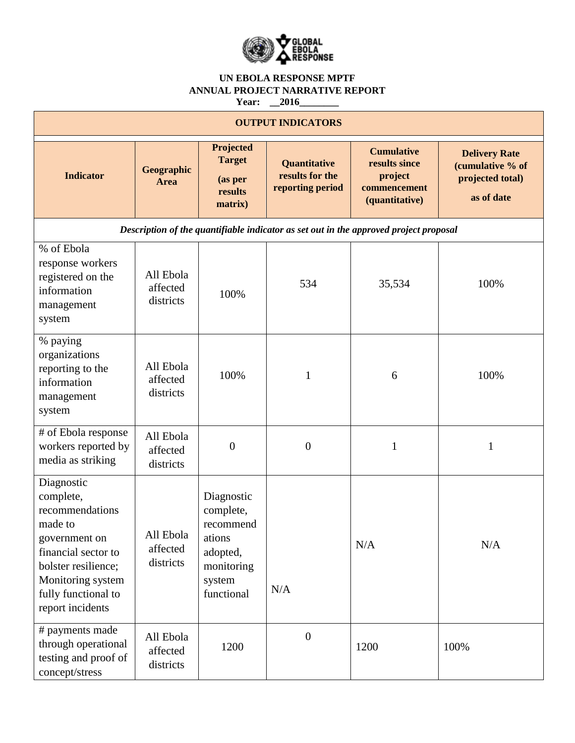**UN EBOLA RESPONSE MPTF**
**ANNUAL PROJECT NARRATIVE REPORT**
**Year: __2016________**

| **OUTPUT INDICATORS** | | | | | |
|---|---|---|---|---|---|
| **Indicator** | **Geographic Area** | **Projected Target (as per results matrix)** | **Quantitative results for the reporting period** | **Cumulative results since project commencement (quantitative)** | **Delivery Rate (cumulative % of projected total) as of date** |
| ***Description of the quantifiable indicator as set out in the approved project proposal*** | | | | | |
| % of Ebola response workers registered on the information management system | All Ebola affected districts | 100% | 534 | 35,534 | 100% |
| % paying organizations reporting to the information management system | All Ebola affected districts | 100% | 1 | 6 | 100% |
| # of Ebola response workers reported by media as striking | All Ebola affected districts | 0 | 0 | 1 | 1 |
| Diagnostic complete, recommendations made to government on financial sector to bolster resilience; Monitoring system fully functional to report incidents | All Ebola affected districts | Diagnostic complete, recommendations adopted, monitoring system functional | N/A | N/A | N/A |
| # payments made through operational testing and proof of concept/stress | All Ebola affected districts | 1200 | 0 | 1200 | 100% |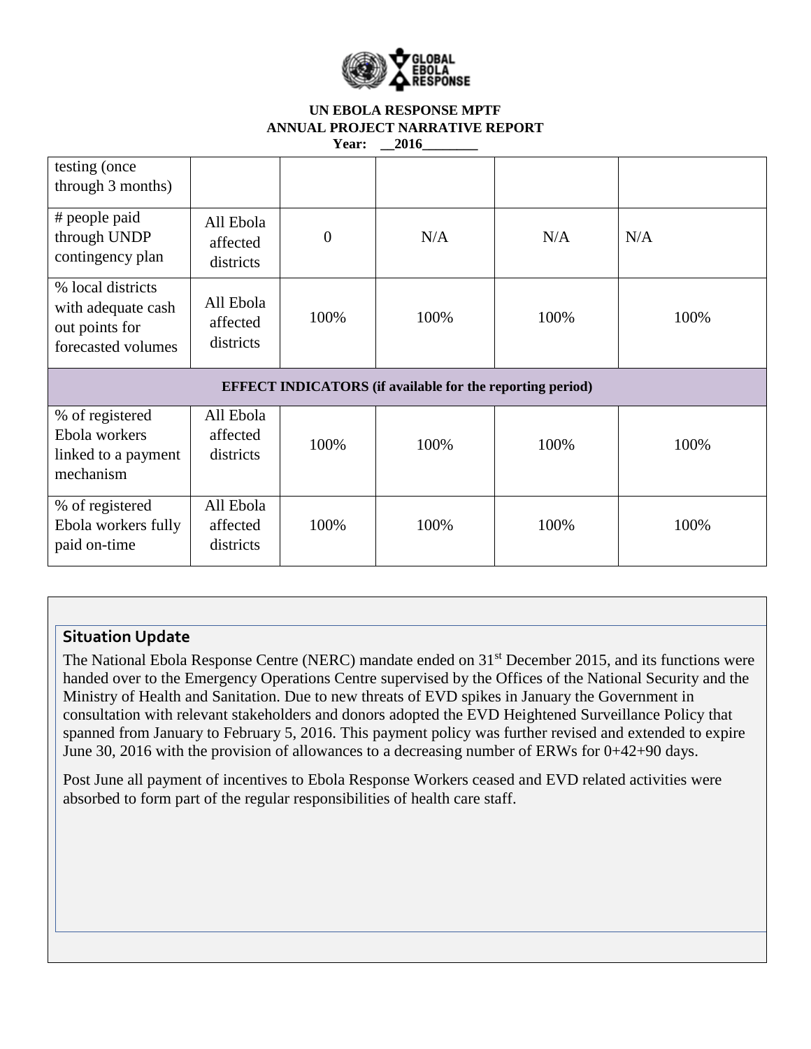| | | | | | |
|---|---|---|---|---|---|
| testing (once through 3 months) | | | | | |
| # people paid through UNDP contingency plan | All Ebola affected districts | 0 | N/A | N/A | N/A |
| % local districts with adequate cash out points for forecasted volumes | All Ebola affected districts | 100% | 100% | 100% | 100% |
| **EFFECT INDICATORS (if available for the reporting period)** | | | | | |
| % of registered Ebola workers linked to a payment mechanism | All Ebola affected districts | 100% | 100% | 100% | 100% |
| % of registered Ebola workers fully paid on-time | All Ebola affected districts | 100% | 100% | 100% | 100% |

## Situation Update

The National Ebola Response Centre (NERC) mandate ended on 31st December 2015, and its functions were handed over to the Emergency Operations Centre supervised by the Offices of the National Security and the Ministry of Health and Sanitation. Due to new threats of EVD spikes in January the Government in consultation with relevant stakeholders and donors adopted the EVD Heightened Surveillance Policy that spanned from January to February 5, 2016. This payment policy was further revised and extended to expire June 30, 2016 with the provision of allowances to a decreasing number of ERWs for 0+42+90 days.

Post June all payment of incentives to Ebola Response Workers ceased and EVD related activities were absorbed to form part of the regular responsibilities of health care staff.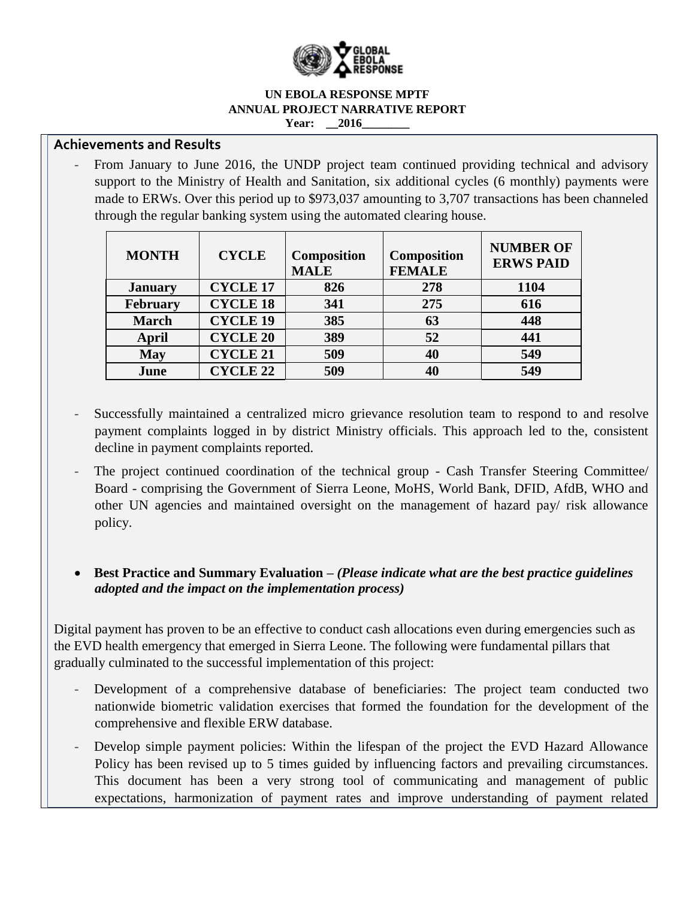**UN EBOLA RESPONSE MPTF**
**ANNUAL PROJECT NARRATIVE REPORT**
**Year: __2016________**

## Achievements and Results

- From January to June 2016, the UNDP project team continued providing technical and advisory support to the Ministry of Health and Sanitation, six additional cycles (6 monthly) payments were made to ERWs. Over this period up to $973,037 amounting to 3,707 transactions has been channeled through the regular banking system using the automated clearing house.

| MONTH | CYCLE | Composition MALE | Composition FEMALE | NUMBER OF ERWS PAID |
|---|---|---|---|---|
| January | CYCLE 17 | 826 | 278 | 1104 |
| February | CYCLE 18 | 341 | 275 | 616 |
| March | CYCLE 19 | 385 | 63 | 448 |
| April | CYCLE 20 | 389 | 52 | 441 |
| May | CYCLE 21 | 509 | 40 | 549 |
| June | CYCLE 22 | 509 | 40 | 549 |

- Successfully maintained a centralized micro grievance resolution team to respond to and resolve payment complaints logged in by district Ministry officials. This approach led to the, consistent decline in payment complaints reported.
- The project continued coordination of the technical group - Cash Transfer Steering Committee/ Board - comprising the Government of Sierra Leone, MoHS, World Bank, DFID, AfdB, WHO and other UN agencies and maintained oversight on the management of hazard pay/ risk allowance policy.

- **Best Practice and Summary Evaluation –** ***(Please indicate what are the best practice guidelines adopted and the impact on the implementation process)***

Digital payment has proven to be an effective to conduct cash allocations even during emergencies such as the EVD health emergency that emerged in Sierra Leone. The following were fundamental pillars that gradually culminated to the successful implementation of this project:

- Development of a comprehensive database of beneficiaries: The project team conducted two nationwide biometric validation exercises that formed the foundation for the development of the comprehensive and flexible ERW database.
- Develop simple payment policies: Within the lifespan of the project the EVD Hazard Allowance Policy has been revised up to 5 times guided by influencing factors and prevailing circumstances. This document has been a very strong tool of communicating and management of public expectations, harmonization of payment rates and improve understanding of payment related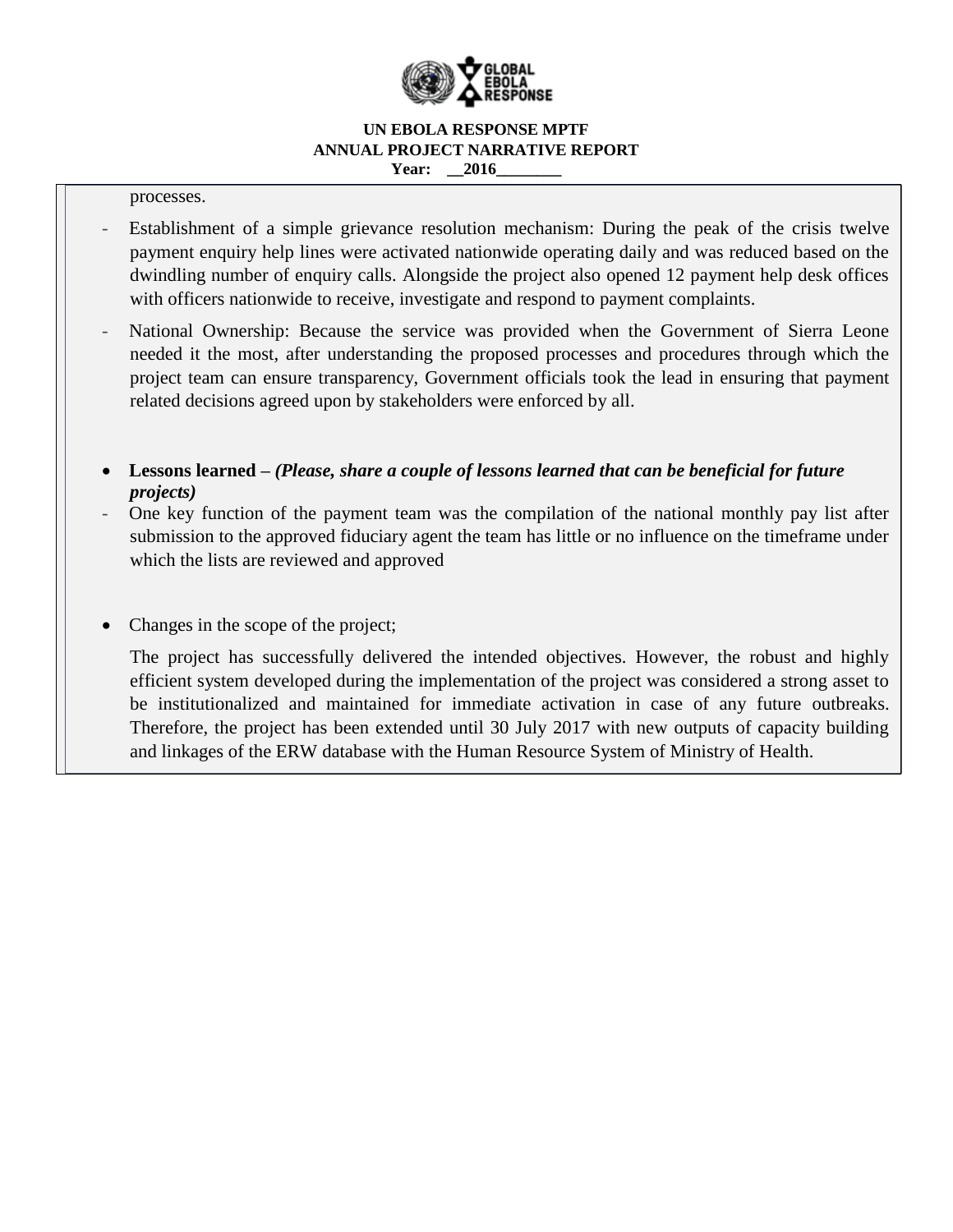processes.

- Establishment of a simple grievance resolution mechanism: During the peak of the crisis twelve payment enquiry help lines were activated nationwide operating daily and was reduced based on the dwindling number of enquiry calls. Alongside the project also opened 12 payment help desk offices with officers nationwide to receive, investigate and respond to payment complaints.
- National Ownership: Because the service was provided when the Government of Sierra Leone needed it the most, after understanding the proposed processes and procedures through which the project team can ensure transparency, Government officials took the lead in ensuring that payment related decisions agreed upon by stakeholders were enforced by all.

- **Lessons learned –** ***(Please, share a couple of lessons learned that can be beneficial for future projects)***

- One key function of the payment team was the compilation of the national monthly pay list after submission to the approved fiduciary agent the team has little or no influence on the timeframe under which the lists are reviewed and approved

- Changes in the scope of the project;

  The project has successfully delivered the intended objectives. However, the robust and highly efficient system developed during the implementation of the project was considered a strong asset to be institutionalized and maintained for immediate activation in case of any future outbreaks. Therefore, the project has been extended until 30 July 2017 with new outputs of capacity building and linkages of the ERW database with the Human Resource System of Ministry of Health.